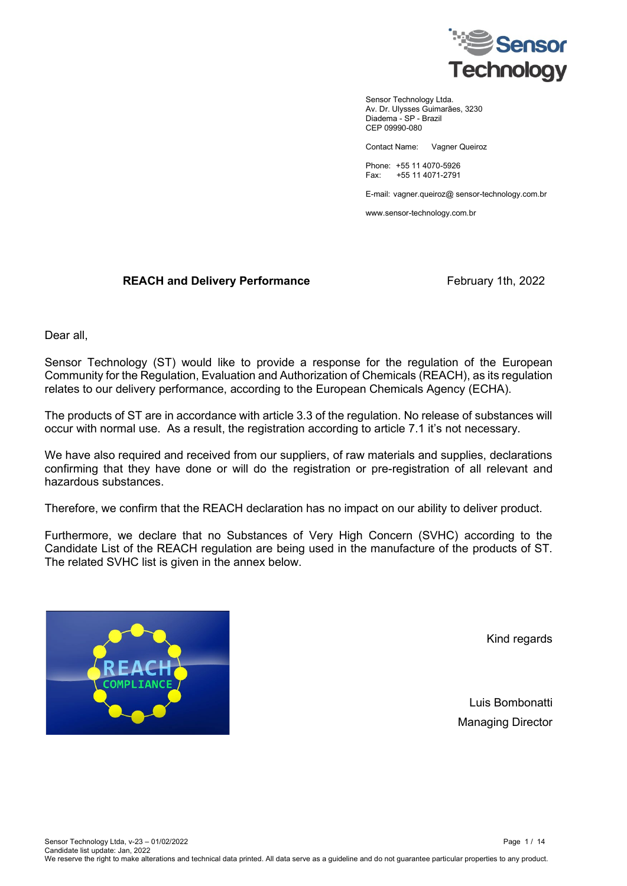Sensor Technology Ltda.
Av. Dr. Ulysses Guimarães, 3230
Diadema - SP - Brazil
CEP 09990-080

Contact Name: Vagner Queiroz

Phone: +55 11 4070-5926
Fax: +55 11 4071-2791

E-mail: vagner.queiroz@ sensor-technology.com.br

www.sensor-technology.com.br

**REACH and Delivery Performance**

February 1th, 2022

Dear all,

Sensor Technology (ST) would like to provide a response for the regulation of the European Community for the Regulation, Evaluation and Authorization of Chemicals (REACH), as its regulation relates to our delivery performance, according to the European Chemicals Agency (ECHA).

The products of ST are in accordance with article 3.3 of the regulation. No release of substances will occur with normal use. As a result, the registration according to article 7.1 it's not necessary.

We have also required and received from our suppliers, of raw materials and supplies, declarations confirming that they have done or will do the registration or pre-registration of all relevant and hazardous substances.

Therefore, we confirm that the REACH declaration has no impact on our ability to deliver product.

Furthermore, we declare that no Substances of Very High Concern (SVHC) according to the Candidate List of the REACH regulation are being used in the manufacture of the products of ST. The related SVHC list is given in the annex below.

Kind regards

Luis Bombonatti
Managing Director

Sensor Technology Ltda, v-23 – 01/02/2022
Candidate list update: Jan, 2022
We reserve the right to make alterations and technical data printed. All data serve as a guideline and do not guarantee particular properties to any product.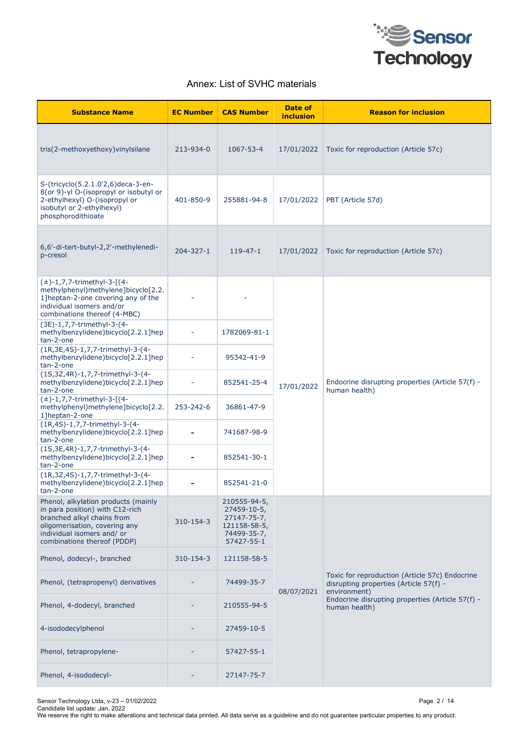## Annex: List of SVHC materials

| Substance Name | EC Number | CAS Number | Date of inclusion | Reason for inclusion |
|---|---|---|---|---|
| tris(2-methoxyethoxy)vinylsilane | 213-934-0 | 1067-53-4 | 17/01/2022 | Toxic for reproduction (Article 57c) |
| S-(tricyclo(5.2.1.0'2,6)deca-3-en-8(or 9)-yl O-(isopropyl or isobutyl or 2-ethylhexyl) O-(isopropyl or isobutyl or 2-ethylhexyl) phosphorodithioate | 401-850-9 | 255881-94-8 | 17/01/2022 | PBT (Article 57d) |
| 6,6'-di-tert-butyl-2,2'-methylenedi-p-cresol | 204-327-1 | 119-47-1 | 17/01/2022 | Toxic for reproduction (Article 57c) |
| (±)-1,7,7-trimethyl-3-[(4-methylphenyl)methylene]bicyclo[2.2.1]heptan-2-one covering any of the individual isomers and/or combinations thereof (4-MBC) | - | - | 17/01/2022 | Endocrine disrupting properties (Article 57(f) - human health) |
| (3E)-1,7,7-trimethyl-3-(4-methylbenzylidene)bicyclo[2.2.1]heptan-2-one | - | 1782069-81-1 | | |
| (1R,3E,4S)-1,7,7-trimethyl-3-(4-methylbenzylidene)bicyclo[2.2.1]heptan-2-one | - | 95342-41-9 | | |
| (1S,3Z,4R)-1,7,7-trimethyl-3-(4-methylbenzylidene)bicyclo[2.2.1]heptan-2-one | - | 852541-25-4 | | |
| (±)-1,7,7-trimethyl-3-[(4-methylphenyl)methylene]bicyclo[2.2.1]heptan-2-one | 253-242-6 | 36861-47-9 | | |
| (1R,4S)-1,7,7-trimethyl-3-(4-methylbenzylidene)bicyclo[2.2.1]heptan-2-one | - | 741687-98-9 | | |
| (1S,3E,4R)-1,7,7-trimethyl-3-(4-methylbenzylidene)bicyclo[2.2.1]heptan-2-one | - | 852541-30-1 | | |
| (1R,3Z,4S)-1,7,7-trimethyl-3-(4-methylbenzylidene)bicyclo[2.2.1]heptan-2-one | - | 852541-21-0 | | |
| Phenol, alkylation products (mainly in para position) with C12-rich branched alkyl chains from oligomerisation, covering any individual isomers and/ or combinations thereof (PDDP) | 310-154-3 | 210555-94-5, 27459-10-5, 27147-75-7, 121158-58-5, 74499-35-7, 57427-55-1 | 08/07/2021 | Toxic for reproduction (Article 57c) Endocrine disrupting properties (Article 57(f) - environment) Endocrine disrupting properties (Article 57(f) - human health) |
| Phenol, dodecyl-, branched | 310-154-3 | 121158-58-5 | | |
| Phenol, (tetrapropenyl) derivatives | - | 74499-35-7 | | |
| Phenol, 4-dodecyl, branched | - | 210555-94-5 | | |
| 4-isododecylphenol | - | 27459-10-5 | | |
| Phenol, tetrapropylene- | - | 57427-55-1 | | |
| Phenol, 4-isododecyl- | - | 27147-75-7 | | |

Sensor Technology Ltda, v-23 – 01/02/2022
Candidate list update: Jan, 2022
We reserve the right to make alterations and technical data printed. All data serve as a guideline and do not guarantee particular properties to any product.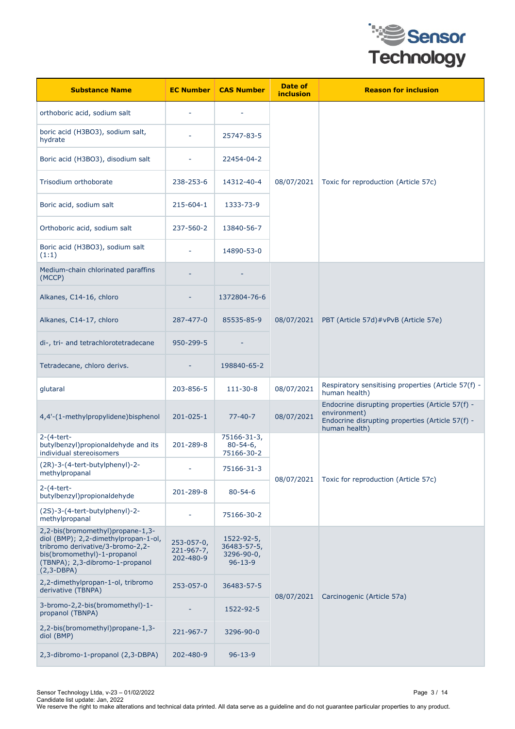| Substance Name | EC Number | CAS Number | Date of inclusion | Reason for inclusion |
|---|---|---|---|---|
| orthoboric acid, sodium salt | - | - | 08/07/2021 | Toxic for reproduction (Article 57c) |
| boric acid (H3BO3), sodium salt, hydrate | - | 25747-83-5 | | |
| Boric acid (H3BO3), disodium salt | - | 22454-04-2 | | |
| Trisodium orthoborate | 238-253-6 | 14312-40-4 | | |
| Boric acid, sodium salt | 215-604-1 | 1333-73-9 | | |
| Orthoboric acid, sodium salt | 237-560-2 | 13840-56-7 | | |
| Boric acid (H3BO3), sodium salt (1:1) | - | 14890-53-0 | | |
| Medium-chain chlorinated paraffins (MCCP) | - | - | 08/07/2021 | PBT (Article 57d)#vPvB (Article 57e) |
| Alkanes, C14-16, chloro | - | 1372804-76-6 | | |
| Alkanes, C14-17, chloro | 287-477-0 | 85535-85-9 | | |
| di-, tri- and tetrachlorotetradecane | 950-299-5 | - | | |
| Tetradecane, chloro derivs. | - | 198840-65-2 | | |
| glutaral | 203-856-5 | 111-30-8 | 08/07/2021 | Respiratory sensitising properties (Article 57(f) - human health) |
| 4,4'-(1-methylpropylidene)bisphenol | 201-025-1 | 77-40-7 | 08/07/2021 | Endocrine disrupting properties (Article 57(f) - environment)<br>Endocrine disrupting properties (Article 57(f) - human health) |
| 2-(4-tert-butylbenzyl)propionaldehyde and its individual stereoisomers | 201-289-8 | 75166-31-3, 80-54-6, 75166-30-2 | 08/07/2021 | Toxic for reproduction (Article 57c) |
| (2R)-3-(4-tert-butylphenyl)-2-methylpropanal | - | 75166-31-3 | | |
| 2-(4-tert-butylbenzyl)propionaldehyde | 201-289-8 | 80-54-6 | | |
| (2S)-3-(4-tert-butylphenyl)-2-methylpropanal | - | 75166-30-2 | | |
| 2,2-bis(bromomethyl)propane-1,3-diol (BMP); 2,2-dimethylpropan-1-ol, tribromo derivative/3-bromo-2,2-bis(bromomethyl)-1-propanol (TBNPA); 2,3-dibromo-1-propanol (2,3-DBPA) | 253-057-0, 221-967-7, 202-480-9 | 1522-92-5, 36483-57-5, 3296-90-0, 96-13-9 | 08/07/2021 | Carcinogenic (Article 57a) |
| 2,2-dimethylpropan-1-ol, tribromo derivative (TBNPA) | 253-057-0 | 36483-57-5 | | |
| 3-bromo-2,2-bis(bromomethyl)-1-propanol (TBNPA) | - | 1522-92-5 | | |
| 2,2-bis(bromomethyl)propane-1,3-diol (BMP) | 221-967-7 | 3296-90-0 | | |
| 2,3-dibromo-1-propanol (2,3-DBPA) | 202-480-9 | 96-13-9 | | |

Sensor Technology Ltda, v-23 – 01/02/2022
Candidate list update: Jan, 2022
We reserve the right to make alterations and technical data printed. All data serve as a guideline and do not guarantee particular properties to any product.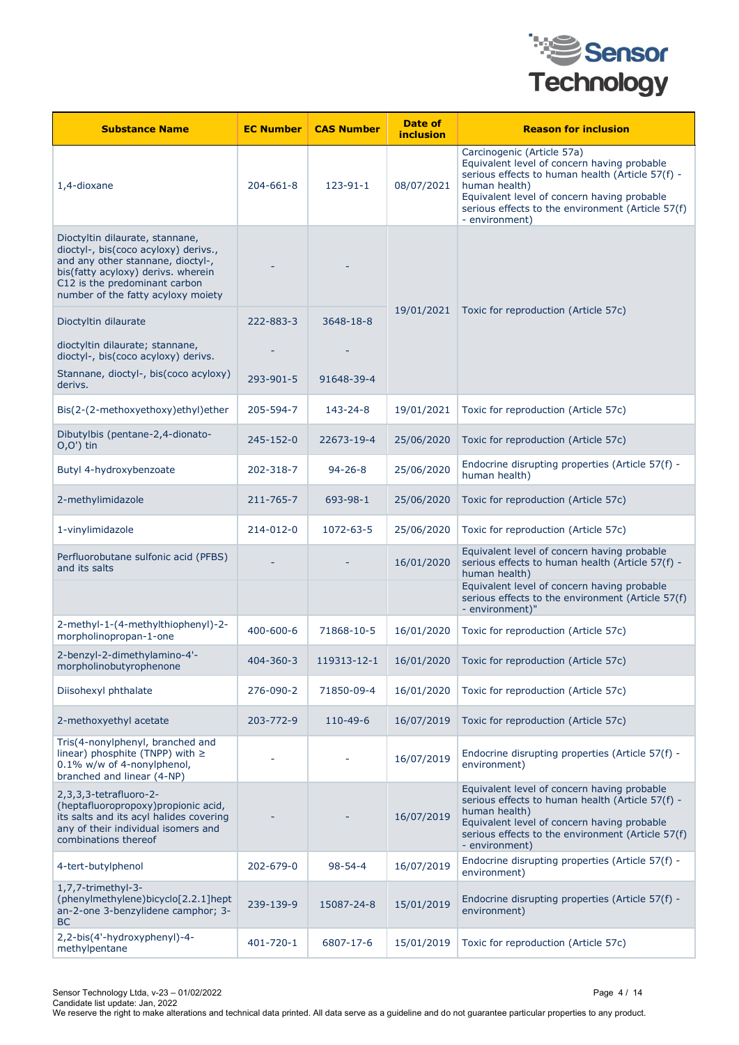| Substance Name | EC Number | CAS Number | Date of inclusion | Reason for inclusion |
|---|---|---|---|---|
| 1,4-dioxane | 204-661-8 | 123-91-1 | 08/07/2021 | Carcinogenic (Article 57a)<br>Equivalent level of concern having probable serious effects to human health (Article 57(f) - human health)<br>Equivalent level of concern having probable serious effects to the environment (Article 57(f) - environment) |
| Dioctyltin dilaurate, stannane, dioctyl-, bis(coco acyloxy) derivs., and any other stannane, dioctyl-, bis(fatty acyloxy) derivs. wherein C12 is the predominant carbon number of the fatty acyloxy moiety | - | - | 19/01/2021 | Toxic for reproduction (Article 57c) |
| Dioctyltin dilaurate | 222-883-3 | 3648-18-8 | | |
| dioctyltin dilaurate; stannane, dioctyl-, bis(coco acyloxy) derivs. | - | - | | |
| Stannane, dioctyl-, bis(coco acyloxy) derivs. | 293-901-5 | 91648-39-4 | | |
| Bis(2-(2-methoxyethoxy)ethyl)ether | 205-594-7 | 143-24-8 | 19/01/2021 | Toxic for reproduction (Article 57c) |
| Dibutylbis (pentane-2,4-dionato-O,O') tin | 245-152-0 | 22673-19-4 | 25/06/2020 | Toxic for reproduction (Article 57c) |
| Butyl 4-hydroxybenzoate | 202-318-7 | 94-26-8 | 25/06/2020 | Endocrine disrupting properties (Article 57(f) - human health) |
| 2-methylimidazole | 211-765-7 | 693-98-1 | 25/06/2020 | Toxic for reproduction (Article 57c) |
| 1-vinylimidazole | 214-012-0 | 1072-63-5 | 25/06/2020 | Toxic for reproduction (Article 57c) |
| Perfluorobutane sulfonic acid (PFBS) and its salts | - | - | 16/01/2020 | Equivalent level of concern having probable serious effects to human health (Article 57(f) - human health) |
| | | | | Equivalent level of concern having probable serious effects to the environment (Article 57(f) - environment)" |
| 2-methyl-1-(4-methylthiophenyl)-2-morpholinopropan-1-one | 400-600-6 | 71868-10-5 | 16/01/2020 | Toxic for reproduction (Article 57c) |
| 2-benzyl-2-dimethylamino-4'-morpholinobutyrophenone | 404-360-3 | 119313-12-1 | 16/01/2020 | Toxic for reproduction (Article 57c) |
| Diisohexyl phthalate | 276-090-2 | 71850-09-4 | 16/01/2020 | Toxic for reproduction (Article 57c) |
| 2-methoxyethyl acetate | 203-772-9 | 110-49-6 | 16/07/2019 | Toxic for reproduction (Article 57c) |
| Tris(4-nonylphenyl, branched and linear) phosphite (TNPP) with ≥ 0.1% w/w of 4-nonylphenol, branched and linear (4-NP) | - | - | 16/07/2019 | Endocrine disrupting properties (Article 57(f) - environment) |
| 2,3,3,3-tetrafluoro-2-(heptafluoropropoxy)propionic acid, its salts and its acyl halides covering any of their individual isomers and combinations thereof | - | - | 16/07/2019 | Equivalent level of concern having probable serious effects to human health (Article 57(f) - human health)<br>Equivalent level of concern having probable serious effects to the environment (Article 57(f) - environment) |
| 4-tert-butylphenol | 202-679-0 | 98-54-4 | 16/07/2019 | Endocrine disrupting properties (Article 57(f) - environment) |
| 1,7,7-trimethyl-3-(phenylmethylene)bicyclo[2.2.1]heptan-2-one 3-benzylidene camphor; 3-BC | 239-139-9 | 15087-24-8 | 15/01/2019 | Endocrine disrupting properties (Article 57(f) - environment) |
| 2,2-bis(4'-hydroxyphenyl)-4-methylpentane | 401-720-1 | 6807-17-6 | 15/01/2019 | Toxic for reproduction (Article 57c) |

Sensor Technology Ltda, v-23 – 01/02/2022
Candidate list update: Jan, 2022
We reserve the right to make alterations and technical data printed. All data serve as a guideline and do not guarantee particular properties to any product.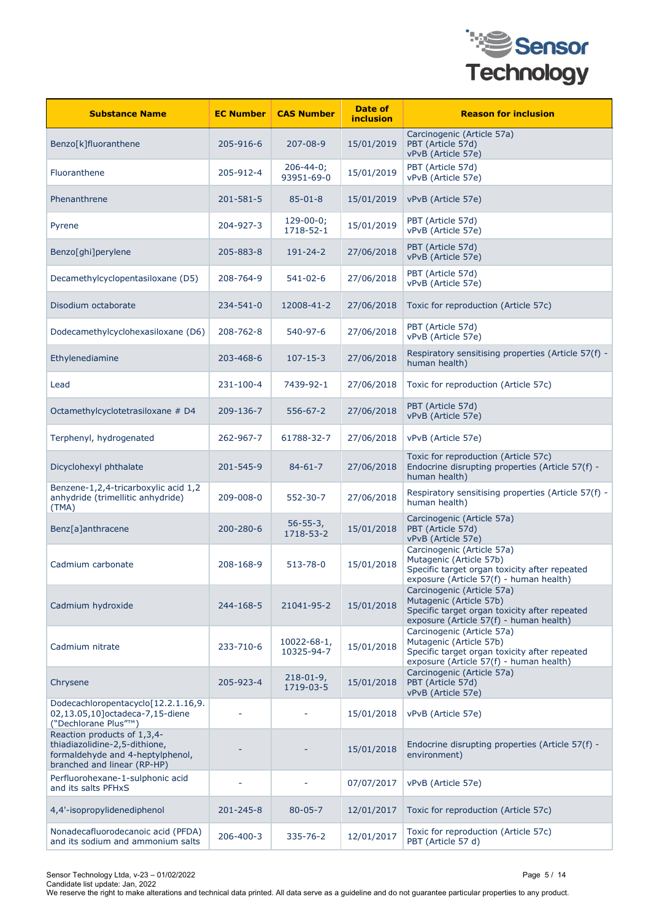| Substance Name | EC Number | CAS Number | Date of inclusion | Reason for inclusion |
|---|---|---|---|---|
| Benzo[k]fluoranthene | 205-916-6 | 207-08-9 | 15/01/2019 | Carcinogenic (Article 57a)<br>PBT (Article 57d)<br>vPvB (Article 57e) |
| Fluoranthene | 205-912-4 | 206-44-0;<br>93951-69-0 | 15/01/2019 | PBT (Article 57d)<br>vPvB (Article 57e) |
| Phenanthrene | 201-581-5 | 85-01-8 | 15/01/2019 | vPvB (Article 57e) |
| Pyrene | 204-927-3 | 129-00-0;<br>1718-52-1 | 15/01/2019 | PBT (Article 57d)<br>vPvB (Article 57e) |
| Benzo[ghi]perylene | 205-883-8 | 191-24-2 | 27/06/2018 | PBT (Article 57d)<br>vPvB (Article 57e) |
| Decamethylcyclopentasiloxane (D5) | 208-764-9 | 541-02-6 | 27/06/2018 | PBT (Article 57d)<br>vPvB (Article 57e) |
| Disodium octaborate | 234-541-0 | 12008-41-2 | 27/06/2018 | Toxic for reproduction (Article 57c) |
| Dodecamethylcyclohexasiloxane (D6) | 208-762-8 | 540-97-6 | 27/06/2018 | PBT (Article 57d)<br>vPvB (Article 57e) |
| Ethylenediamine | 203-468-6 | 107-15-3 | 27/06/2018 | Respiratory sensitising properties (Article 57(f) - human health) |
| Lead | 231-100-4 | 7439-92-1 | 27/06/2018 | Toxic for reproduction (Article 57c) |
| Octamethylcyclotetrasiloxane # D4 | 209-136-7 | 556-67-2 | 27/06/2018 | PBT (Article 57d)<br>vPvB (Article 57e) |
| Terphenyl, hydrogenated | 262-967-7 | 61788-32-7 | 27/06/2018 | vPvB (Article 57e) |
| Dicyclohexyl phthalate | 201-545-9 | 84-61-7 | 27/06/2018 | Toxic for reproduction (Article 57c)<br>Endocrine disrupting properties (Article 57(f) - human health) |
| Benzene-1,2,4-tricarboxylic acid 1,2 anhydride (trimellitic anhydride) (TMA) | 209-008-0 | 552-30-7 | 27/06/2018 | Respiratory sensitising properties (Article 57(f) - human health) |
| Benz[a]anthracene | 200-280-6 | 56-55-3,<br>1718-53-2 | 15/01/2018 | Carcinogenic (Article 57a)<br>PBT (Article 57d)<br>vPvB (Article 57e) |
| Cadmium carbonate | 208-168-9 | 513-78-0 | 15/01/2018 | Carcinogenic (Article 57a)<br>Mutagenic (Article 57b)<br>Specific target organ toxicity after repeated exposure (Article 57(f) - human health) |
| Cadmium hydroxide | 244-168-5 | 21041-95-2 | 15/01/2018 | Carcinogenic (Article 57a)<br>Mutagenic (Article 57b)<br>Specific target organ toxicity after repeated exposure (Article 57(f) - human health) |
| Cadmium nitrate | 233-710-6 | 10022-68-1,<br>10325-94-7 | 15/01/2018 | Carcinogenic (Article 57a)<br>Mutagenic (Article 57b)<br>Specific target organ toxicity after repeated exposure (Article 57(f) - human health) |
| Chrysene | 205-923-4 | 218-01-9,<br>1719-03-5 | 15/01/2018 | Carcinogenic (Article 57a)<br>PBT (Article 57d)<br>vPvB (Article 57e) |
| Dodecachloropentacyclo[12.2.1.16,9.02,13.05,10]octadeca-7,15-diene ("Dechlorane Plus"™) | - | - | 15/01/2018 | vPvB (Article 57e) |
| Reaction products of 1,3,4-thiadiazolidine-2,5-dithione, formaldehyde and 4-heptylphenol, branched and linear (RP-HP) | - | - | 15/01/2018 | Endocrine disrupting properties (Article 57(f) - environment) |
| Perfluorohexane-1-sulphonic acid and its salts PFHxS | - | - | 07/07/2017 | vPvB (Article 57e) |
| 4,4'-isopropylidenediphenol | 201-245-8 | 80-05-7 | 12/01/2017 | Toxic for reproduction (Article 57c) |
| Nonadecafluorodecanoic acid (PFDA) and its sodium and ammonium salts | 206-400-3 | 335-76-2 | 12/01/2017 | Toxic for reproduction (Article 57c)<br>PBT (Article 57 d) |

Sensor Technology Ltda, v-23 – 01/02/2022
Candidate list update: Jan, 2022
We reserve the right to make alterations and technical data printed. All data serve as a guideline and do not guarantee particular properties to any product.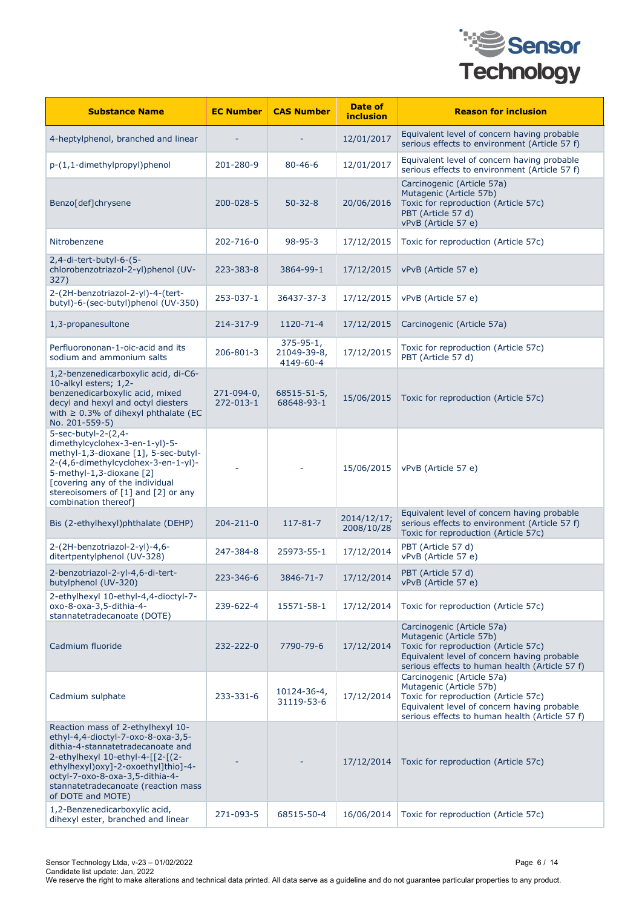| Substance Name | EC Number | CAS Number | Date of inclusion | Reason for inclusion |
| --- | --- | --- | --- | --- |
| 4-heptylphenol, branched and linear | - | - | 12/01/2017 | Equivalent level of concern having probable serious effects to environment (Article 57 f) |
| p-(1,1-dimethylpropyl)phenol | 201-280-9 | 80-46-6 | 12/01/2017 | Equivalent level of concern having probable serious effects to environment (Article 57 f) |
| Benzo[def]chrysene | 200-028-5 | 50-32-8 | 20/06/2016 | Carcinogenic (Article 57a)<br>Mutagenic (Article 57b)<br>Toxic for reproduction (Article 57c)<br>PBT (Article 57 d)<br>vPvB (Article 57 e) |
| Nitrobenzene | 202-716-0 | 98-95-3 | 17/12/2015 | Toxic for reproduction (Article 57c) |
| 2,4-di-tert-butyl-6-(5-chlorobenzotriazol-2-yl)phenol (UV-327) | 223-383-8 | 3864-99-1 | 17/12/2015 | vPvB (Article 57 e) |
| 2-(2H-benzotriazol-2-yl)-4-(tert-butyl)-6-(sec-butyl)phenol (UV-350) | 253-037-1 | 36437-37-3 | 17/12/2015 | vPvB (Article 57 e) |
| 1,3-propanesultone | 214-317-9 | 1120-71-4 | 17/12/2015 | Carcinogenic (Article 57a) |
| Perfluorononan-1-oic-acid and its sodium and ammonium salts | 206-801-3 | 375-95-1, 21049-39-8, 4149-60-4 | 17/12/2015 | Toxic for reproduction (Article 57c)<br>PBT (Article 57 d) |
| 1,2-benzenedicarboxylic acid, di-C6-10-alkyl esters; 1,2-benzenedicarboxylic acid, mixed decyl and hexyl and octyl diesters with ≥ 0.3% of dihexyl phthalate (EC No. 201-559-5) | 271-094-0, 272-013-1 | 68515-51-5, 68648-93-1 | 15/06/2015 | Toxic for reproduction (Article 57c) |
| 5-sec-butyl-2-(2,4-dimethylcyclohex-3-en-1-yl)-5-methyl-1,3-dioxane [1], 5-sec-butyl-2-(4,6-dimethylcyclohex-3-en-1-yl)-5-methyl-1,3-dioxane [2] [covering any of the individual stereoisomers of [1] and [2] or any combination thereof] | - | - | 15/06/2015 | vPvB (Article 57 e) |
| Bis (2-ethylhexyl)phthalate (DEHP) | 204-211-0 | 117-81-7 | 2014/12/17; 2008/10/28 | Equivalent level of concern having probable serious effects to environment (Article 57 f)<br>Toxic for reproduction (Article 57c) |
| 2-(2H-benzotriazol-2-yl)-4,6-ditertpentylphenol (UV-328) | 247-384-8 | 25973-55-1 | 17/12/2014 | PBT (Article 57 d)<br>vPvB (Article 57 e) |
| 2-benzotriazol-2-yl-4,6-di-tert-butylphenol (UV-320) | 223-346-6 | 3846-71-7 | 17/12/2014 | PBT (Article 57 d)<br>vPvB (Article 57 e) |
| 2-ethylhexyl 10-ethyl-4,4-dioctyl-7-oxo-8-oxa-3,5-dithia-4-stannatetradecanoate (DOTE) | 239-622-4 | 15571-58-1 | 17/12/2014 | Toxic for reproduction (Article 57c) |
| Cadmium fluoride | 232-222-0 | 7790-79-6 | 17/12/2014 | Carcinogenic (Article 57a)<br>Mutagenic (Article 57b)<br>Toxic for reproduction (Article 57c)<br>Equivalent level of concern having probable serious effects to human health (Article 57 f) |
| Cadmium sulphate | 233-331-6 | 10124-36-4, 31119-53-6 | 17/12/2014 | Carcinogenic (Article 57a)<br>Mutagenic (Article 57b)<br>Toxic for reproduction (Article 57c)<br>Equivalent level of concern having probable serious effects to human health (Article 57 f) |
| Reaction mass of 2-ethylhexyl 10-ethyl-4,4-dioctyl-7-oxo-8-oxa-3,5-dithia-4-stannatetradecanoate and 2-ethylhexyl 10-ethyl-4-[[2-[(2-ethylhexyl)oxy]-2-oxoethyl]thio]-4-octyl-7-oxo-8-oxa-3,5-dithia-4-stannatetradecanoate (reaction mass of DOTE and MOTE) | - | - | 17/12/2014 | Toxic for reproduction (Article 57c) |
| 1,2-Benzenedicarboxylic acid, dihexyl ester, branched and linear | 271-093-5 | 68515-50-4 | 16/06/2014 | Toxic for reproduction (Article 57c) |

Sensor Technology Ltda, v-23 – 01/02/2022
Candidate list update: Jan, 2022
We reserve the right to make alterations and technical data printed. All data serve as a guideline and do not guarantee particular properties to any product.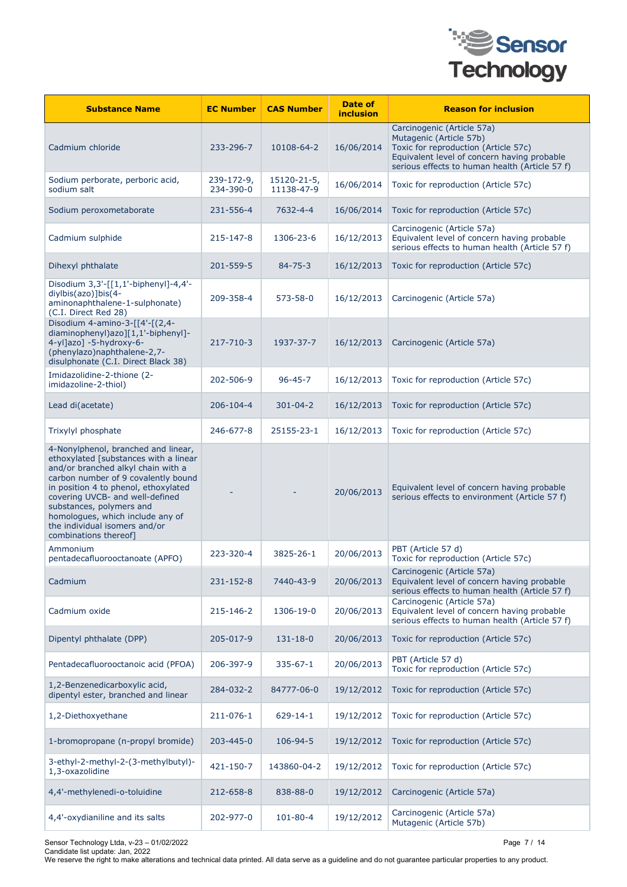| Substance Name | EC Number | CAS Number | Date of inclusion | Reason for inclusion |
|---|---|---|---|---|
| Cadmium chloride | 233-296-7 | 10108-64-2 | 16/06/2014 | Carcinogenic (Article 57a) Mutagenic (Article 57b) Toxic for reproduction (Article 57c) Equivalent level of concern having probable serious effects to human health (Article 57 f) |
| Sodium perborate, perboric acid, sodium salt | 239-172-9, 234-390-0 | 15120-21-5, 11138-47-9 | 16/06/2014 | Toxic for reproduction (Article 57c) |
| Sodium peroxometaborate | 231-556-4 | 7632-4-4 | 16/06/2014 | Toxic for reproduction (Article 57c) |
| Cadmium sulphide | 215-147-8 | 1306-23-6 | 16/12/2013 | Carcinogenic (Article 57a) Equivalent level of concern having probable serious effects to human health (Article 57 f) |
| Dihexyl phthalate | 201-559-5 | 84-75-3 | 16/12/2013 | Toxic for reproduction (Article 57c) |
| Disodium 3,3'-[[1,1'-biphenyl]-4,4'-diylbis(azo)]bis(4-aminonaphthalene-1-sulphonate) (C.I. Direct Red 28) | 209-358-4 | 573-58-0 | 16/12/2013 | Carcinogenic (Article 57a) |
| Disodium 4-amino-3-[[4'-[(2,4-diaminophenyl)azo][1,1'-biphenyl]-4-yl]azo] -5-hydroxy-6-(phenylazo)naphthalene-2,7-disulphonate (C.I. Direct Black 38) | 217-710-3 | 1937-37-7 | 16/12/2013 | Carcinogenic (Article 57a) |
| Imidazolidine-2-thione (2-imidazoline-2-thiol) | 202-506-9 | 96-45-7 | 16/12/2013 | Toxic for reproduction (Article 57c) |
| Lead di(acetate) | 206-104-4 | 301-04-2 | 16/12/2013 | Toxic for reproduction (Article 57c) |
| Trixylyl phosphate | 246-677-8 | 25155-23-1 | 16/12/2013 | Toxic for reproduction (Article 57c) |
| 4-Nonylphenol, branched and linear, ethoxylated [substances with a linear and/or branched alkyl chain with a carbon number of 9 covalently bound in position 4 to phenol, ethoxylated covering UVCB- and well-defined substances, polymers and homologues, which include any of the individual isomers and/or combinations thereof] | - | - | 20/06/2013 | Equivalent level of concern having probable serious effects to environment (Article 57 f) |
| Ammonium pentadecafluorooctanoate (APFO) | 223-320-4 | 3825-26-1 | 20/06/2013 | PBT (Article 57 d) Toxic for reproduction (Article 57c) |
| Cadmium | 231-152-8 | 7440-43-9 | 20/06/2013 | Carcinogenic (Article 57a) Equivalent level of concern having probable serious effects to human health (Article 57 f) |
| Cadmium oxide | 215-146-2 | 1306-19-0 | 20/06/2013 | Carcinogenic (Article 57a) Equivalent level of concern having probable serious effects to human health (Article 57 f) |
| Dipentyl phthalate (DPP) | 205-017-9 | 131-18-0 | 20/06/2013 | Toxic for reproduction (Article 57c) |
| Pentadecafluorooctanoic acid (PFOA) | 206-397-9 | 335-67-1 | 20/06/2013 | PBT (Article 57 d) Toxic for reproduction (Article 57c) |
| 1,2-Benzenedicarboxylic acid, dipentyl ester, branched and linear | 284-032-2 | 84777-06-0 | 19/12/2012 | Toxic for reproduction (Article 57c) |
| 1,2-Diethoxyethane | 211-076-1 | 629-14-1 | 19/12/2012 | Toxic for reproduction (Article 57c) |
| 1-bromopropane (n-propyl bromide) | 203-445-0 | 106-94-5 | 19/12/2012 | Toxic for reproduction (Article 57c) |
| 3-ethyl-2-methyl-2-(3-methylbutyl)-1,3-oxazolidine | 421-150-7 | 143860-04-2 | 19/12/2012 | Toxic for reproduction (Article 57c) |
| 4,4'-methylenedi-o-toluidine | 212-658-8 | 838-88-0 | 19/12/2012 | Carcinogenic (Article 57a) |
| 4,4'-oxydianiline and its salts | 202-977-0 | 101-80-4 | 19/12/2012 | Carcinogenic (Article 57a) Mutagenic (Article 57b) |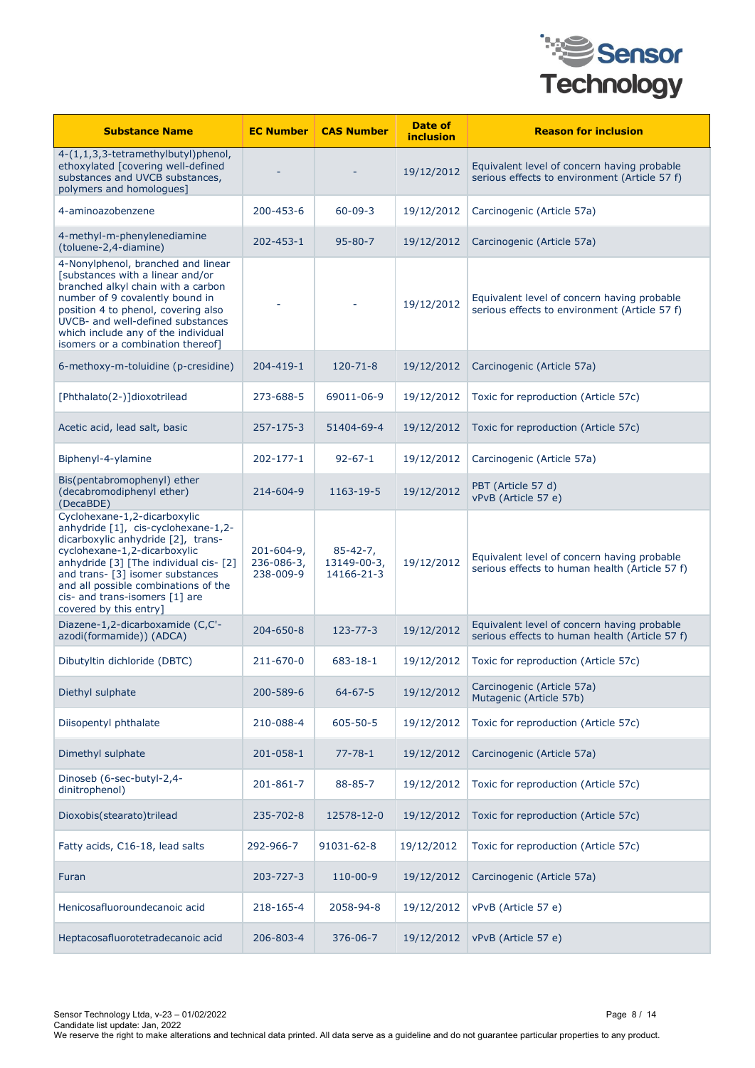| Substance Name | EC Number | CAS Number | Date of inclusion | Reason for inclusion |
|---|---|---|---|---|
| 4-(1,1,3,3-tetramethylbutyl)phenol, ethoxylated [covering well-defined substances and UVCB substances, polymers and homologues] | - | - | 19/12/2012 | Equivalent level of concern having probable serious effects to environment (Article 57 f) |
| 4-aminoazobenzene | 200-453-6 | 60-09-3 | 19/12/2012 | Carcinogenic (Article 57a) |
| 4-methyl-m-phenylenediamine (toluene-2,4-diamine) | 202-453-1 | 95-80-7 | 19/12/2012 | Carcinogenic (Article 57a) |
| 4-Nonylphenol, branched and linear [substances with a linear and/or branched alkyl chain with a carbon number of 9 covalently bound in position 4 to phenol, covering also UVCB- and well-defined substances which include any of the individual isomers or a combination thereof] | - | - | 19/12/2012 | Equivalent level of concern having probable serious effects to environment (Article 57 f) |
| 6-methoxy-m-toluidine (p-cresidine) | 204-419-1 | 120-71-8 | 19/12/2012 | Carcinogenic (Article 57a) |
| [Phthalato(2-)]dioxotrilead | 273-688-5 | 69011-06-9 | 19/12/2012 | Toxic for reproduction (Article 57c) |
| Acetic acid, lead salt, basic | 257-175-3 | 51404-69-4 | 19/12/2012 | Toxic for reproduction (Article 57c) |
| Biphenyl-4-ylamine | 202-177-1 | 92-67-1 | 19/12/2012 | Carcinogenic (Article 57a) |
| Bis(pentabromophenyl) ether (decabromodiphenyl ether) (DecaBDE) | 214-604-9 | 1163-19-5 | 19/12/2012 | PBT (Article 57 d)<br>vPvB (Article 57 e) |
| Cyclohexane-1,2-dicarboxylic anhydride [1], cis-cyclohexane-1,2-dicarboxylic anhydride [2], trans-cyclohexane-1,2-dicarboxylic anhydride [3] [The individual cis- [2] and trans- [3] isomer substances and all possible combinations of the cis- and trans-isomers [1] are covered by this entry] | 201-604-9, 236-086-3, 238-009-9 | 85-42-7, 13149-00-3, 14166-21-3 | 19/12/2012 | Equivalent level of concern having probable serious effects to human health (Article 57 f) |
| Diazene-1,2-dicarboxamide (C,C'-azodi(formamide)) (ADCA) | 204-650-8 | 123-77-3 | 19/12/2012 | Equivalent level of concern having probable serious effects to human health (Article 57 f) |
| Dibutyltin dichloride (DBTC) | 211-670-0 | 683-18-1 | 19/12/2012 | Toxic for reproduction (Article 57c) |
| Diethyl sulphate | 200-589-6 | 64-67-5 | 19/12/2012 | Carcinogenic (Article 57a)<br>Mutagenic (Article 57b) |
| Diisopentyl phthalate | 210-088-4 | 605-50-5 | 19/12/2012 | Toxic for reproduction (Article 57c) |
| Dimethyl sulphate | 201-058-1 | 77-78-1 | 19/12/2012 | Carcinogenic (Article 57a) |
| Dinoseb (6-sec-butyl-2,4-dinitrophenol) | 201-861-7 | 88-85-7 | 19/12/2012 | Toxic for reproduction (Article 57c) |
| Dioxobis(stearato)trilead | 235-702-8 | 12578-12-0 | 19/12/2012 | Toxic for reproduction (Article 57c) |
| Fatty acids, C16-18, lead salts | 292-966-7 | 91031-62-8 | 19/12/2012 | Toxic for reproduction (Article 57c) |
| Furan | 203-727-3 | 110-00-9 | 19/12/2012 | Carcinogenic (Article 57a) |
| Henicosafluoroundecanoic acid | 218-165-4 | 2058-94-8 | 19/12/2012 | vPvB (Article 57 e) |
| Heptacosafluorotetradecanoic acid | 206-803-4 | 376-06-7 | 19/12/2012 | vPvB (Article 57 e) |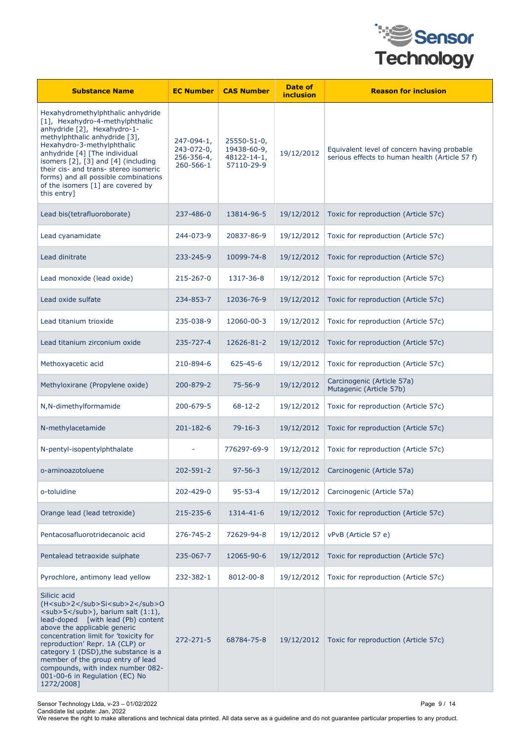| Substance Name | EC Number | CAS Number | Date of inclusion | Reason for inclusion |
|---|---|---|---|---|
| Hexahydromethylphthalic anhydride [1], Hexahydro-4-methylphthalic anhydride [2], Hexahydro-1-methylphthalic anhydride [3], Hexahydro-3-methylphthalic anhydride [4] [The individual isomers [2], [3] and [4] (including their cis- and trans- stereo isomeric forms) and all possible combinations of the isomers [1] are covered by this entry] | 247-094-1, 243-072-0, 256-356-4, 260-566-1 | 25550-51-0, 19438-60-9, 48122-14-1, 57110-29-9 | 19/12/2012 | Equivalent level of concern having probable serious effects to human health (Article 57 f) |
| Lead bis(tetrafluoroborate) | 237-486-0 | 13814-96-5 | 19/12/2012 | Toxic for reproduction (Article 57c) |
| Lead cyanamidate | 244-073-9 | 20837-86-9 | 19/12/2012 | Toxic for reproduction (Article 57c) |
| Lead dinitrate | 233-245-9 | 10099-74-8 | 19/12/2012 | Toxic for reproduction (Article 57c) |
| Lead monoxide (lead oxide) | 215-267-0 | 1317-36-8 | 19/12/2012 | Toxic for reproduction (Article 57c) |
| Lead oxide sulfate | 234-853-7 | 12036-76-9 | 19/12/2012 | Toxic for reproduction (Article 57c) |
| Lead titanium trioxide | 235-038-9 | 12060-00-3 | 19/12/2012 | Toxic for reproduction (Article 57c) |
| Lead titanium zirconium oxide | 235-727-4 | 12626-81-2 | 19/12/2012 | Toxic for reproduction (Article 57c) |
| Methoxyacetic acid | 210-894-6 | 625-45-6 | 19/12/2012 | Toxic for reproduction (Article 57c) |
| Methyloxirane (Propylene oxide) | 200-879-2 | 75-56-9 | 19/12/2012 | Carcinogenic (Article 57a) Mutagenic (Article 57b) |
| N,N-dimethylformamide | 200-679-5 | 68-12-2 | 19/12/2012 | Toxic for reproduction (Article 57c) |
| N-methylacetamide | 201-182-6 | 79-16-3 | 19/12/2012 | Toxic for reproduction (Article 57c) |
| N-pentyl-isopentylphthalate | - | 776297-69-9 | 19/12/2012 | Toxic for reproduction (Article 57c) |
| o-aminoazotoluene | 202-591-2 | 97-56-3 | 19/12/2012 | Carcinogenic (Article 57a) |
| o-toluidine | 202-429-0 | 95-53-4 | 19/12/2012 | Carcinogenic (Article 57a) |
| Orange lead (lead tetroxide) | 215-235-6 | 1314-41-6 | 19/12/2012 | Toxic for reproduction (Article 57c) |
| Pentacosafluorotridecanoic acid | 276-745-2 | 72629-94-8 | 19/12/2012 | vPvB (Article 57 e) |
| Pentalead tetraoxide sulphate | 235-067-7 | 12065-90-6 | 19/12/2012 | Toxic for reproduction (Article 57c) |
| Pyrochlore, antimony lead yellow | 232-382-1 | 8012-00-8 | 19/12/2012 | Toxic for reproduction (Article 57c) |
| Silicic acid ($H_2Si_2O_5$), barium salt (1:1), lead-doped [with lead (Pb) content above the applicable generic concentration limit for 'toxicity for reproduction' Repr. 1A (CLP) or category 1 (DSD),the substance is a member of the group entry of lead compounds, with index number 082-001-00-6 in Regulation (EC) No 1272/2008] | 272-271-5 | 68784-75-8 | 19/12/2012 | Toxic for reproduction (Article 57c) |

Sensor Technology Ltda, v-23 – 01/02/2022
Candidate list update: Jan, 2022
We reserve the right to make alterations and technical data printed. All data serve as a guideline and do not guarantee particular properties to any product.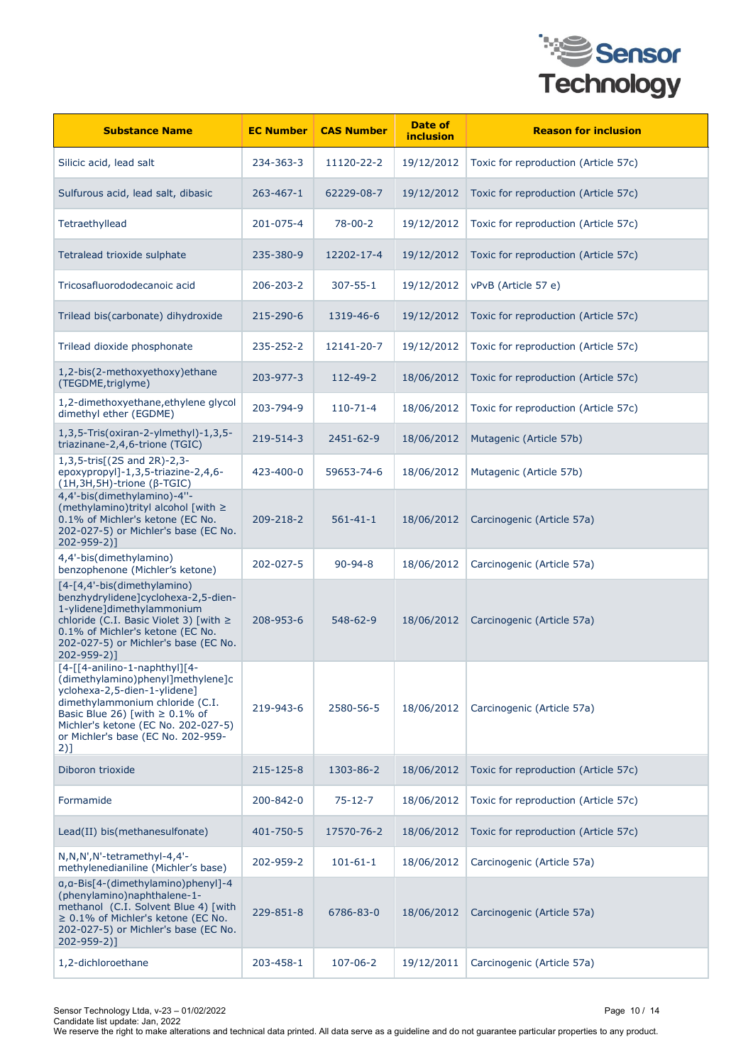| Substance Name | EC Number | CAS Number | Date of inclusion | Reason for inclusion |
|---|---|---|---|---|
| Silicic acid, lead salt | 234-363-3 | 11120-22-2 | 19/12/2012 | Toxic for reproduction (Article 57c) |
| Sulfurous acid, lead salt, dibasic | 263-467-1 | 62229-08-7 | 19/12/2012 | Toxic for reproduction (Article 57c) |
| Tetraethyllead | 201-075-4 | 78-00-2 | 19/12/2012 | Toxic for reproduction (Article 57c) |
| Tetralead trioxide sulphate | 235-380-9 | 12202-17-4 | 19/12/2012 | Toxic for reproduction (Article 57c) |
| Tricosafluorododecanoic acid | 206-203-2 | 307-55-1 | 19/12/2012 | vPvB (Article 57 e) |
| Trilead bis(carbonate) dihydroxide | 215-290-6 | 1319-46-6 | 19/12/2012 | Toxic for reproduction (Article 57c) |
| Trilead dioxide phosphonate | 235-252-2 | 12141-20-7 | 19/12/2012 | Toxic for reproduction (Article 57c) |
| 1,2-bis(2-methoxyethoxy)ethane (TEGDME,triglyme) | 203-977-3 | 112-49-2 | 18/06/2012 | Toxic for reproduction (Article 57c) |
| 1,2-dimethoxyethane,ethylene glycol dimethyl ether (EGDME) | 203-794-9 | 110-71-4 | 18/06/2012 | Toxic for reproduction (Article 57c) |
| 1,3,5-Tris(oxiran-2-ylmethyl)-1,3,5-triazinane-2,4,6-trione (TGIC) | 219-514-3 | 2451-62-9 | 18/06/2012 | Mutagenic (Article 57b) |
| 1,3,5-tris[(2S and 2R)-2,3-epoxypropyl]-1,3,5-triazine-2,4,6-(1H,3H,5H)-trione (β-TGIC) | 423-400-0 | 59653-74-6 | 18/06/2012 | Mutagenic (Article 57b) |
| 4,4'-bis(dimethylamino)-4''-(methylamino)trityl alcohol [with ≥ 0.1% of Michler's ketone (EC No. 202-027-5) or Michler's base (EC No. 202-959-2)] | 209-218-2 | 561-41-1 | 18/06/2012 | Carcinogenic (Article 57a) |
| 4,4'-bis(dimethylamino) benzophenone (Michler's ketone) | 202-027-5 | 90-94-8 | 18/06/2012 | Carcinogenic (Article 57a) |
| [4-[4,4'-bis(dimethylamino) benzhydrylidene]cyclohexa-2,5-dien-1-ylidene]dimethylammonium chloride (C.I. Basic Violet 3) [with ≥ 0.1% of Michler's ketone (EC No. 202-027-5) or Michler's base (EC No. 202-959-2)] | 208-953-6 | 548-62-9 | 18/06/2012 | Carcinogenic (Article 57a) |
| [4-[[4-anilino-1-naphthyl][4-(dimethylamino)phenyl]methylene]cyclohexa-2,5-dien-1-ylidene] dimethylammonium chloride (C.I. Basic Blue 26) [with ≥ 0.1% of Michler's ketone (EC No. 202-027-5) or Michler's base (EC No. 202-959-2)] | 219-943-6 | 2580-56-5 | 18/06/2012 | Carcinogenic (Article 57a) |
| Diboron trioxide | 215-125-8 | 1303-86-2 | 18/06/2012 | Toxic for reproduction (Article 57c) |
| Formamide | 200-842-0 | 75-12-7 | 18/06/2012 | Toxic for reproduction (Article 57c) |
| Lead(II) bis(methanesulfonate) | 401-750-5 | 17570-76-2 | 18/06/2012 | Toxic for reproduction (Article 57c) |
| N,N,N',N'-tetramethyl-4,4'-methylenedianiline (Michler's base) | 202-959-2 | 101-61-1 | 18/06/2012 | Carcinogenic (Article 57a) |
| α,α-Bis[4-(dimethylamino)phenyl]-4 (phenylamino)naphthalene-1-methanol (C.I. Solvent Blue 4) [with ≥ 0.1% of Michler's ketone (EC No. 202-027-5) or Michler's base (EC No. 202-959-2)] | 229-851-8 | 6786-83-0 | 18/06/2012 | Carcinogenic (Article 57a) |
| 1,2-dichloroethane | 203-458-1 | 107-06-2 | 19/12/2011 | Carcinogenic (Article 57a) |

Sensor Technology Ltda, v-23 – 01/02/2022
Candidate list update: Jan, 2022
We reserve the right to make alterations and technical data printed. All data serve as a guideline and do not guarantee particular properties to any product.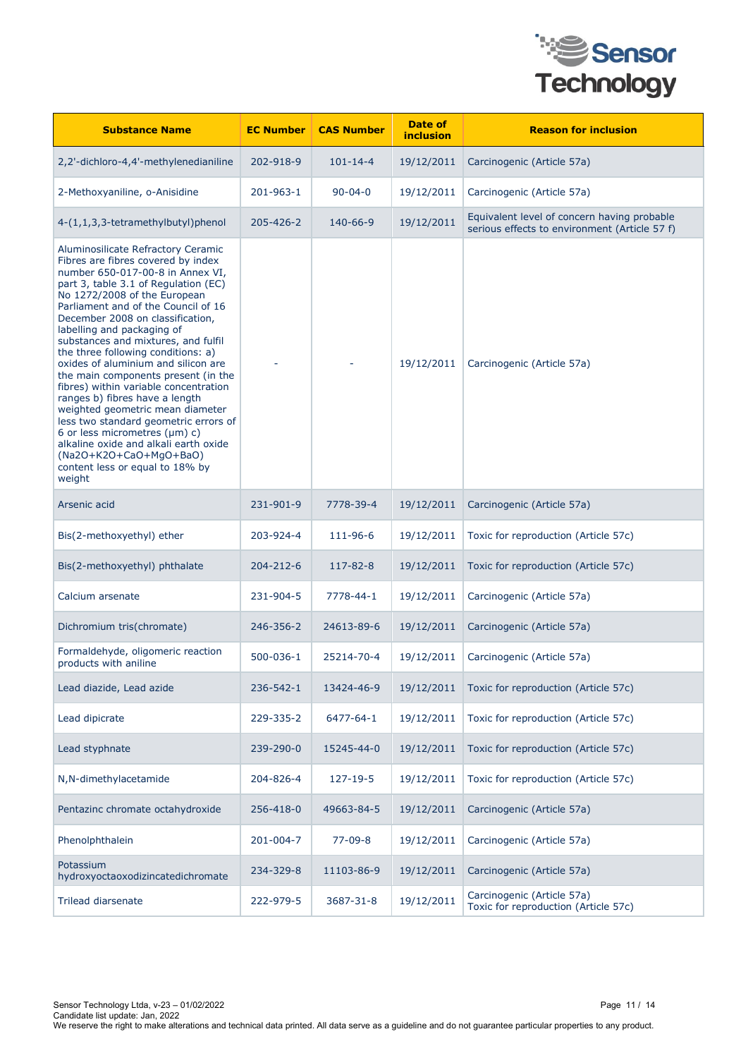| Substance Name | EC Number | CAS Number | Date of inclusion | Reason for inclusion |
|---|---|---|---|---|
| 2,2'-dichloro-4,4'-methylenedianiline | 202-918-9 | 101-14-4 | 19/12/2011 | Carcinogenic (Article 57a) |
| 2-Methoxyaniline, o-Anisidine | 201-963-1 | 90-04-0 | 19/12/2011 | Carcinogenic (Article 57a) |
| 4-(1,1,3,3-tetramethylbutyl)phenol | 205-426-2 | 140-66-9 | 19/12/2011 | Equivalent level of concern having probable serious effects to environment (Article 57 f) |
| Aluminosilicate Refractory Ceramic Fibres are fibres covered by index number 650-017-00-8 in Annex VI, part 3, table 3.1 of Regulation (EC) No 1272/2008 of the European Parliament and of the Council of 16 December 2008 on classification, labelling and packaging of substances and mixtures, and fulfil the three following conditions: a) oxides of aluminium and silicon are the main components present (in the fibres) within variable concentration ranges b) fibres have a length weighted geometric mean diameter less two standard geometric errors of 6 or less micrometres (μm) c) alkaline oxide and alkali earth oxide ($Na_2O$+$K_2O$+CaO+MgO+BaO) content less or equal to 18% by weight | - | - | 19/12/2011 | Carcinogenic (Article 57a) |
| Arsenic acid | 231-901-9 | 7778-39-4 | 19/12/2011 | Carcinogenic (Article 57a) |
| Bis(2-methoxyethyl) ether | 203-924-4 | 111-96-6 | 19/12/2011 | Toxic for reproduction (Article 57c) |
| Bis(2-methoxyethyl) phthalate | 204-212-6 | 117-82-8 | 19/12/2011 | Toxic for reproduction (Article 57c) |
| Calcium arsenate | 231-904-5 | 7778-44-1 | 19/12/2011 | Carcinogenic (Article 57a) |
| Dichromium tris(chromate) | 246-356-2 | 24613-89-6 | 19/12/2011 | Carcinogenic (Article 57a) |
| Formaldehyde, oligomeric reaction products with aniline | 500-036-1 | 25214-70-4 | 19/12/2011 | Carcinogenic (Article 57a) |
| Lead diazide, Lead azide | 236-542-1 | 13424-46-9 | 19/12/2011 | Toxic for reproduction (Article 57c) |
| Lead dipicrate | 229-335-2 | 6477-64-1 | 19/12/2011 | Toxic for reproduction (Article 57c) |
| Lead styphnate | 239-290-0 | 15245-44-0 | 19/12/2011 | Toxic for reproduction (Article 57c) |
| N,N-dimethylacetamide | 204-826-4 | 127-19-5 | 19/12/2011 | Toxic for reproduction (Article 57c) |
| Pentazinc chromate octahydroxide | 256-418-0 | 49663-84-5 | 19/12/2011 | Carcinogenic (Article 57a) |
| Phenolphthalein | 201-004-7 | 77-09-8 | 19/12/2011 | Carcinogenic (Article 57a) |
| Potassium hydroxyoctaoxodizincatedichromate | 234-329-8 | 11103-86-9 | 19/12/2011 | Carcinogenic (Article 57a) |
| Trilead diarsenate | 222-979-5 | 3687-31-8 | 19/12/2011 | Carcinogenic (Article 57a) Toxic for reproduction (Article 57c) |

Sensor Technology Ltda, v-23 – 01/02/2022
Candidate list update: Jan, 2022
We reserve the right to make alterations and technical data printed. All data serve as a guideline and do not guarantee particular properties to any product.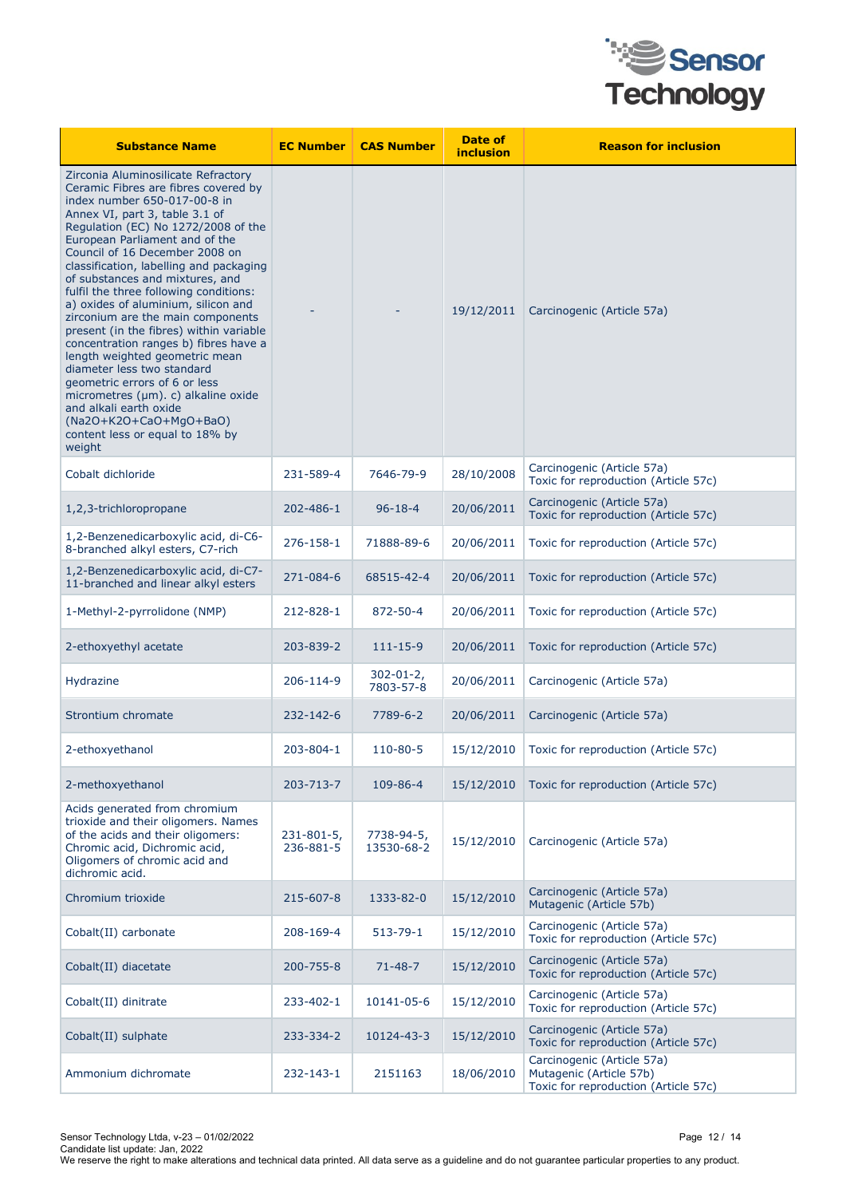| Substance Name | EC Number | CAS Number | Date of inclusion | Reason for inclusion |
|---|---|---|---|---|
| Zirconia Aluminosilicate Refractory Ceramic Fibres are fibres covered by index number 650-017-00-8 in Annex VI, part 3, table 3.1 of Regulation (EC) No 1272/2008 of the European Parliament and of the Council of 16 December 2008 on classification, labelling and packaging of substances and mixtures, and fulfil the three following conditions: a) oxides of aluminium, silicon and zirconium are the main components present (in the fibres) within variable concentration ranges b) fibres have a length weighted geometric mean diameter less two standard geometric errors of 6 or less micrometres (µm). c) alkaline oxide and alkali earth oxide ($Na_2O$+$K_2O$+CaO+MgO+BaO) content less or equal to 18% by weight | - | - | 19/12/2011 | Carcinogenic (Article 57a) |
| Cobalt dichloride | 231-589-4 | 7646-79-9 | 28/10/2008 | Carcinogenic (Article 57a) Toxic for reproduction (Article 57c) |
| 1,2,3-trichloropropane | 202-486-1 | 96-18-4 | 20/06/2011 | Carcinogenic (Article 57a) Toxic for reproduction (Article 57c) |
| 1,2-Benzenedicarboxylic acid, di-C6-8-branched alkyl esters, C7-rich | 276-158-1 | 71888-89-6 | 20/06/2011 | Toxic for reproduction (Article 57c) |
| 1,2-Benzenedicarboxylic acid, di-C7-11-branched and linear alkyl esters | 271-084-6 | 68515-42-4 | 20/06/2011 | Toxic for reproduction (Article 57c) |
| 1-Methyl-2-pyrrolidone (NMP) | 212-828-1 | 872-50-4 | 20/06/2011 | Toxic for reproduction (Article 57c) |
| 2-ethoxyethyl acetate | 203-839-2 | 111-15-9 | 20/06/2011 | Toxic for reproduction (Article 57c) |
| Hydrazine | 206-114-9 | 302-01-2, 7803-57-8 | 20/06/2011 | Carcinogenic (Article 57a) |
| Strontium chromate | 232-142-6 | 7789-6-2 | 20/06/2011 | Carcinogenic (Article 57a) |
| 2-ethoxyethanol | 203-804-1 | 110-80-5 | 15/12/2010 | Toxic for reproduction (Article 57c) |
| 2-methoxyethanol | 203-713-7 | 109-86-4 | 15/12/2010 | Toxic for reproduction (Article 57c) |
| Acids generated from chromium trioxide and their oligomers. Names of the acids and their oligomers: Chromic acid, Dichromic acid, Oligomers of chromic acid and dichromic acid. | 231-801-5, 236-881-5 | 7738-94-5, 13530-68-2 | 15/12/2010 | Carcinogenic (Article 57a) |
| Chromium trioxide | 215-607-8 | 1333-82-0 | 15/12/2010 | Carcinogenic (Article 57a) Mutagenic (Article 57b) |
| Cobalt(II) carbonate | 208-169-4 | 513-79-1 | 15/12/2010 | Carcinogenic (Article 57a) Toxic for reproduction (Article 57c) |
| Cobalt(II) diacetate | 200-755-8 | 71-48-7 | 15/12/2010 | Carcinogenic (Article 57a) Toxic for reproduction (Article 57c) |
| Cobalt(II) dinitrate | 233-402-1 | 10141-05-6 | 15/12/2010 | Carcinogenic (Article 57a) Toxic for reproduction (Article 57c) |
| Cobalt(II) sulphate | 233-334-2 | 10124-43-3 | 15/12/2010 | Carcinogenic (Article 57a) Toxic for reproduction (Article 57c) |
| Ammonium dichromate | 232-143-1 | 2151163 | 18/06/2010 | Carcinogenic (Article 57a) Mutagenic (Article 57b) Toxic for reproduction (Article 57c) |

Sensor Technology Ltda, v-23 – 01/02/2022
Candidate list update: Jan, 2022
We reserve the right to make alterations and technical data printed. All data serve as a guideline and do not guarantee particular properties to any product.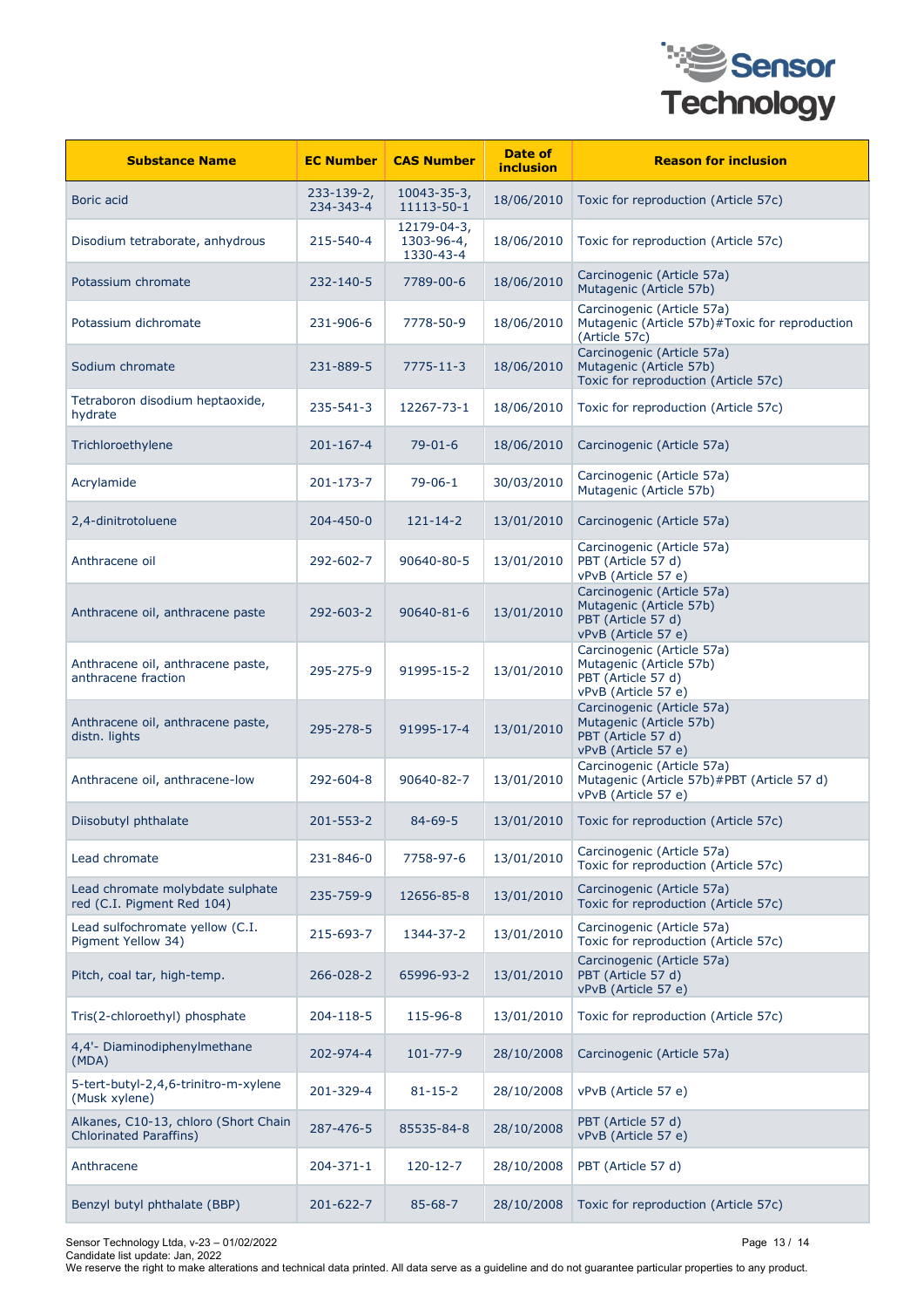| Substance Name | EC Number | CAS Number | Date of inclusion | Reason for inclusion |
|---|---|---|---|---|
| Boric acid | 233-139-2, 234-343-4 | 10043-35-3, 11113-50-1 | 18/06/2010 | Toxic for reproduction (Article 57c) |
| Disodium tetraborate, anhydrous | 215-540-4 | 12179-04-3, 1303-96-4, 1330-43-4 | 18/06/2010 | Toxic for reproduction (Article 57c) |
| Potassium chromate | 232-140-5 | 7789-00-6 | 18/06/2010 | Carcinogenic (Article 57a) Mutagenic (Article 57b) |
| Potassium dichromate | 231-906-6 | 7778-50-9 | 18/06/2010 | Carcinogenic (Article 57a) Mutagenic (Article 57b)#Toxic for reproduction (Article 57c) |
| Sodium chromate | 231-889-5 | 7775-11-3 | 18/06/2010 | Carcinogenic (Article 57a) Mutagenic (Article 57b) Toxic for reproduction (Article 57c) |
| Tetraboron disodium heptaoxide, hydrate | 235-541-3 | 12267-73-1 | 18/06/2010 | Toxic for reproduction (Article 57c) |
| Trichloroethylene | 201-167-4 | 79-01-6 | 18/06/2010 | Carcinogenic (Article 57a) |
| Acrylamide | 201-173-7 | 79-06-1 | 30/03/2010 | Carcinogenic (Article 57a) Mutagenic (Article 57b) |
| 2,4-dinitrotoluene | 204-450-0 | 121-14-2 | 13/01/2010 | Carcinogenic (Article 57a) |
| Anthracene oil | 292-602-7 | 90640-80-5 | 13/01/2010 | Carcinogenic (Article 57a) PBT (Article 57 d) vPvB (Article 57 e) |
| Anthracene oil, anthracene paste | 292-603-2 | 90640-81-6 | 13/01/2010 | Carcinogenic (Article 57a) Mutagenic (Article 57b) PBT (Article 57 d) vPvB (Article 57 e) |
| Anthracene oil, anthracene paste, anthracene fraction | 295-275-9 | 91995-15-2 | 13/01/2010 | Carcinogenic (Article 57a) Mutagenic (Article 57b) PBT (Article 57 d) vPvB (Article 57 e) |
| Anthracene oil, anthracene paste, distn. lights | 295-278-5 | 91995-17-4 | 13/01/2010 | Carcinogenic (Article 57a) Mutagenic (Article 57b) PBT (Article 57 d) vPvB (Article 57 e) |
| Anthracene oil, anthracene-low | 292-604-8 | 90640-82-7 | 13/01/2010 | Carcinogenic (Article 57a) Mutagenic (Article 57b)#PBT (Article 57 d) vPvB (Article 57 e) |
| Diisobutyl phthalate | 201-553-2 | 84-69-5 | 13/01/2010 | Toxic for reproduction (Article 57c) |
| Lead chromate | 231-846-0 | 7758-97-6 | 13/01/2010 | Carcinogenic (Article 57a) Toxic for reproduction (Article 57c) |
| Lead chromate molybdate sulphate red (C.I. Pigment Red 104) | 235-759-9 | 12656-85-8 | 13/01/2010 | Carcinogenic (Article 57a) Toxic for reproduction (Article 57c) |
| Lead sulfochromate yellow (C.I. Pigment Yellow 34) | 215-693-7 | 1344-37-2 | 13/01/2010 | Carcinogenic (Article 57a) Toxic for reproduction (Article 57c) |
| Pitch, coal tar, high-temp. | 266-028-2 | 65996-93-2 | 13/01/2010 | Carcinogenic (Article 57a) PBT (Article 57 d) vPvB (Article 57 e) |
| Tris(2-chloroethyl) phosphate | 204-118-5 | 115-96-8 | 13/01/2010 | Toxic for reproduction (Article 57c) |
| 4,4'- Diaminodiphenylmethane (MDA) | 202-974-4 | 101-77-9 | 28/10/2008 | Carcinogenic (Article 57a) |
| 5-tert-butyl-2,4,6-trinitro-m-xylene (Musk xylene) | 201-329-4 | 81-15-2 | 28/10/2008 | vPvB (Article 57 e) |
| Alkanes, C10-13, chloro (Short Chain Chlorinated Paraffins) | 287-476-5 | 85535-84-8 | 28/10/2008 | PBT (Article 57 d) vPvB (Article 57 e) |
| Anthracene | 204-371-1 | 120-12-7 | 28/10/2008 | PBT (Article 57 d) |
| Benzyl butyl phthalate (BBP) | 201-622-7 | 85-68-7 | 28/10/2008 | Toxic for reproduction (Article 57c) |

Sensor Technology Ltda, v-23 – 01/02/2022
Candidate list update: Jan, 2022
We reserve the right to make alterations and technical data printed. All data serve as a guideline and do not guarantee particular properties to any product.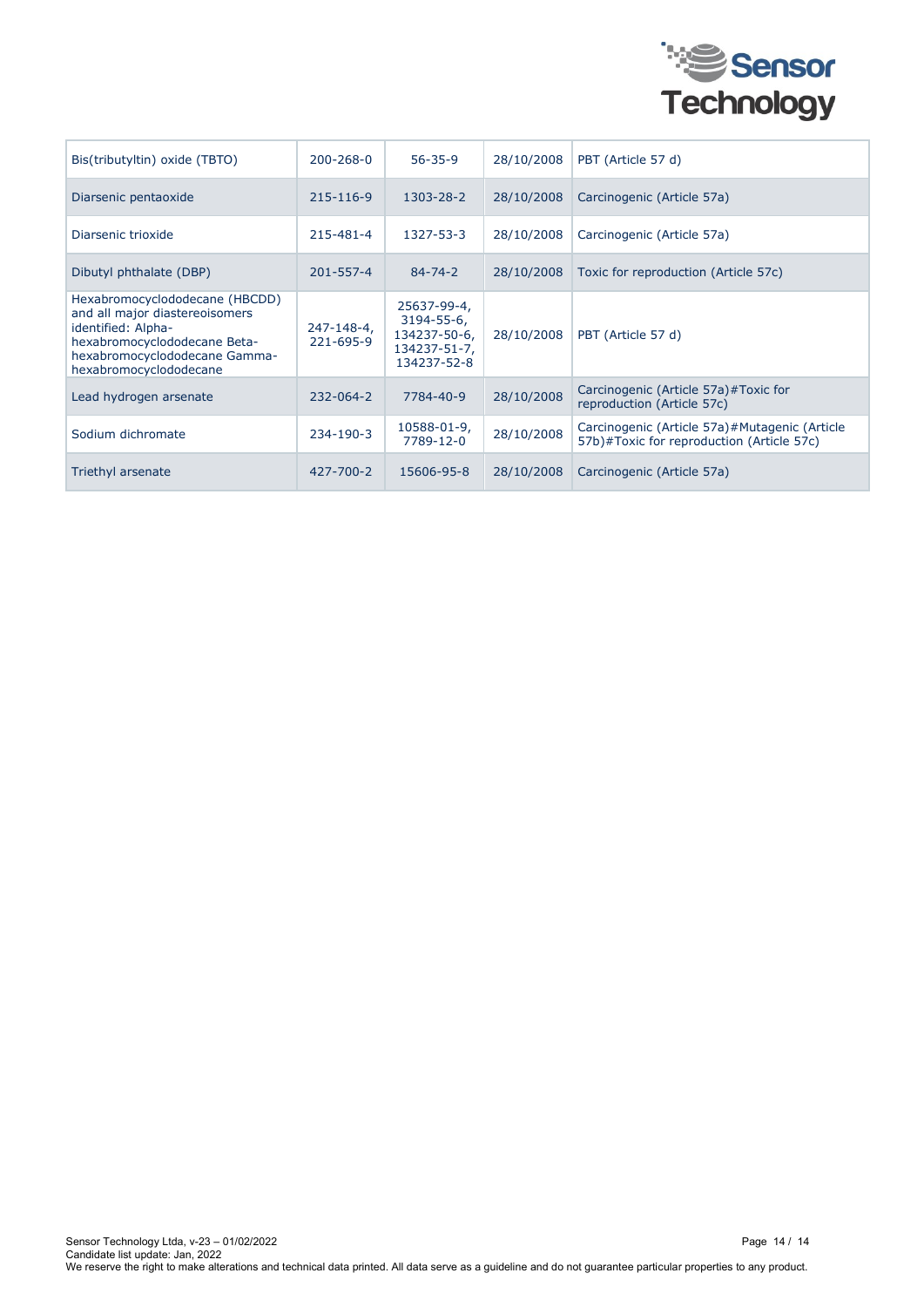| | | | | |
|---|---|---|---|---|
| Bis(tributyltin) oxide (TBTO) | 200-268-0 | 56-35-9 | 28/10/2008 | PBT (Article 57 d) |
| Diarsenic pentaoxide | 215-116-9 | 1303-28-2 | 28/10/2008 | Carcinogenic (Article 57a) |
| Diarsenic trioxide | 215-481-4 | 1327-53-3 | 28/10/2008 | Carcinogenic (Article 57a) |
| Dibutyl phthalate (DBP) | 201-557-4 | 84-74-2 | 28/10/2008 | Toxic for reproduction (Article 57c) |
| Hexabromocyclododecane (HBCDD) and all major diastereoisomers identified: Alpha-hexabromocyclododecane Beta-hexabromocyclododecane Gamma-hexabromocyclododecane | 247-148-4, 221-695-9 | 25637-99-4, 3194-55-6, 134237-50-6, 134237-51-7, 134237-52-8 | 28/10/2008 | PBT (Article 57 d) |
| Lead hydrogen arsenate | 232-064-2 | 7784-40-9 | 28/10/2008 | Carcinogenic (Article 57a)#Toxic for reproduction (Article 57c) |
| Sodium dichromate | 234-190-3 | 10588-01-9, 7789-12-0 | 28/10/2008 | Carcinogenic (Article 57a)#Mutagenic (Article 57b)#Toxic for reproduction (Article 57c) |
| Triethyl arsenate | 427-700-2 | 15606-95-8 | 28/10/2008 | Carcinogenic (Article 57a) |

Sensor Technology Ltda, v-23 – 01/02/2022
Candidate list update: Jan, 2022
We reserve the right to make alterations and technical data printed. All data serve as a guideline and do not guarantee particular properties to any product.